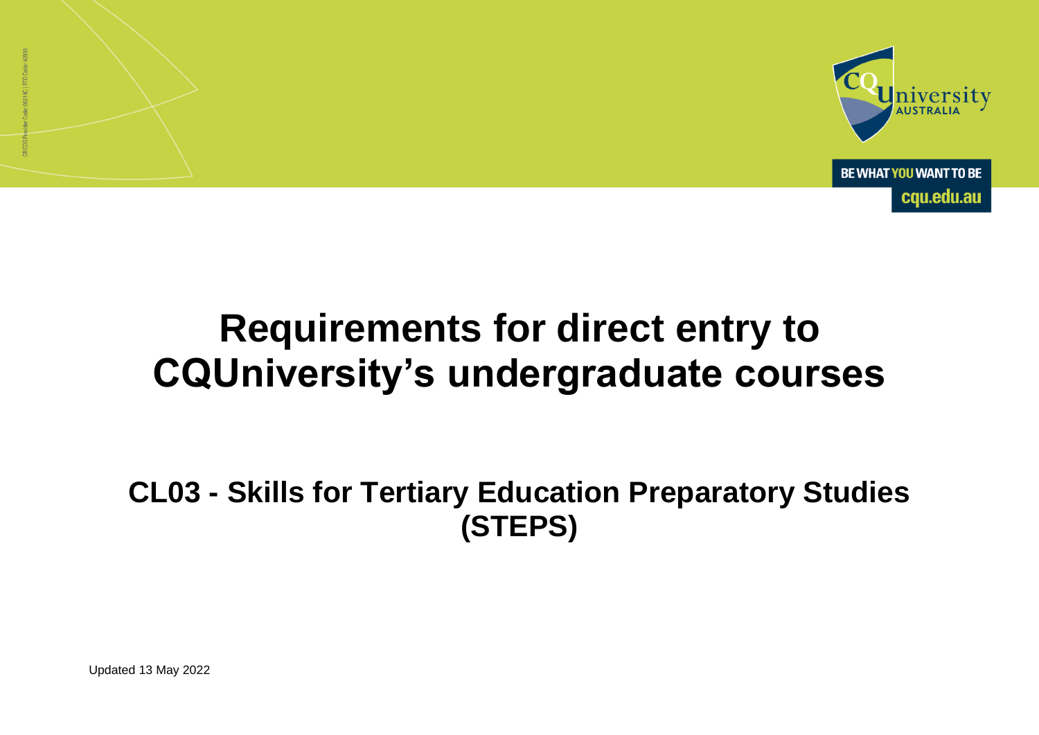# Requirements for direct entry to CQUniversity's undergraduate courses

## CL03 - Skills for Tertiary Education Preparatory Studies (STEPS)

Updated 13 May 2022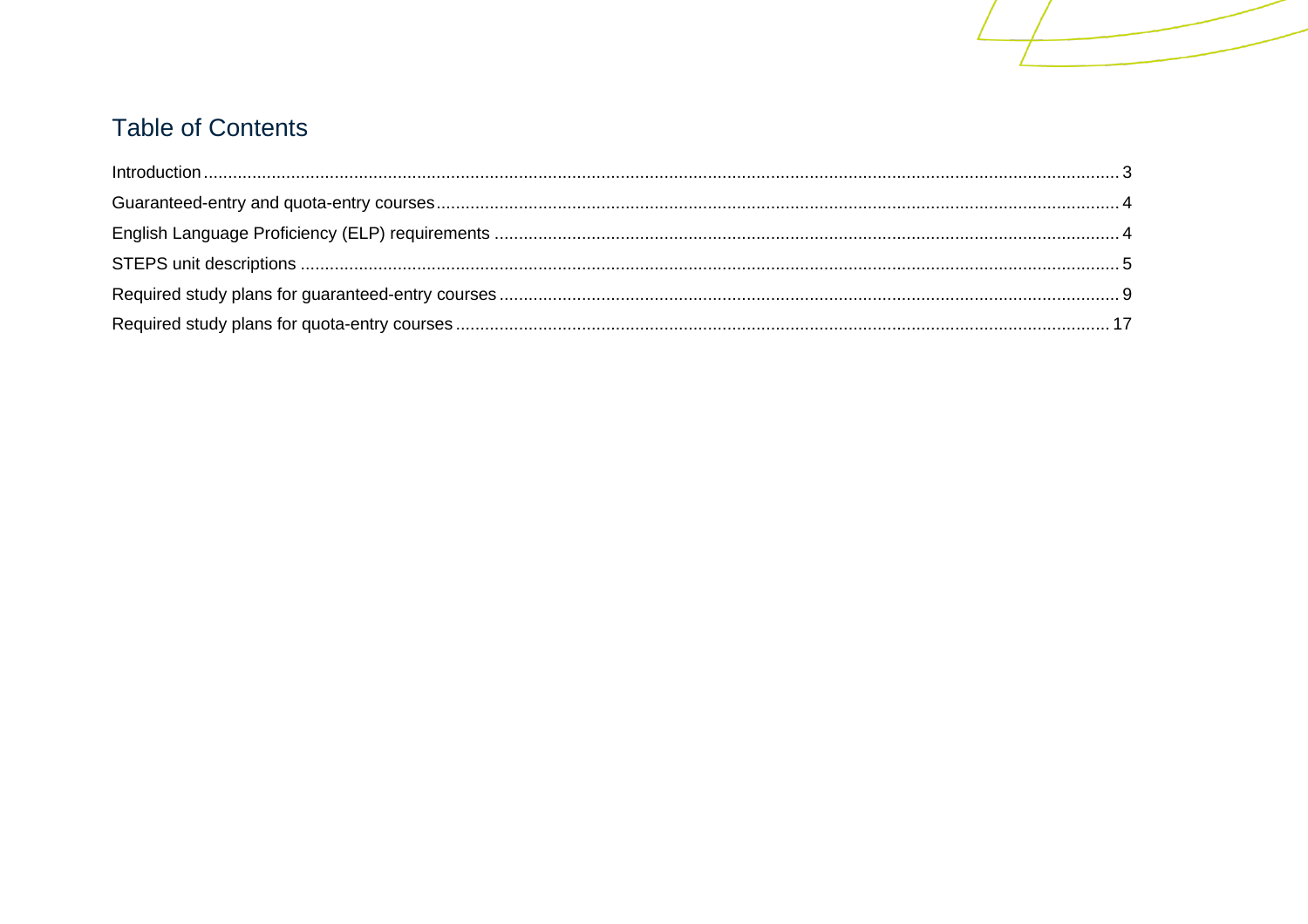## Table of Contents

Introduction ........ 3

Guaranteed-entry and quota-entry courses ........ 4

English Language Proficiency (ELP) requirements ........ 4

STEPS unit descriptions ........ 5

Required study plans for guaranteed-entry courses ........ 9

Required study plans for quota-entry courses ........ 17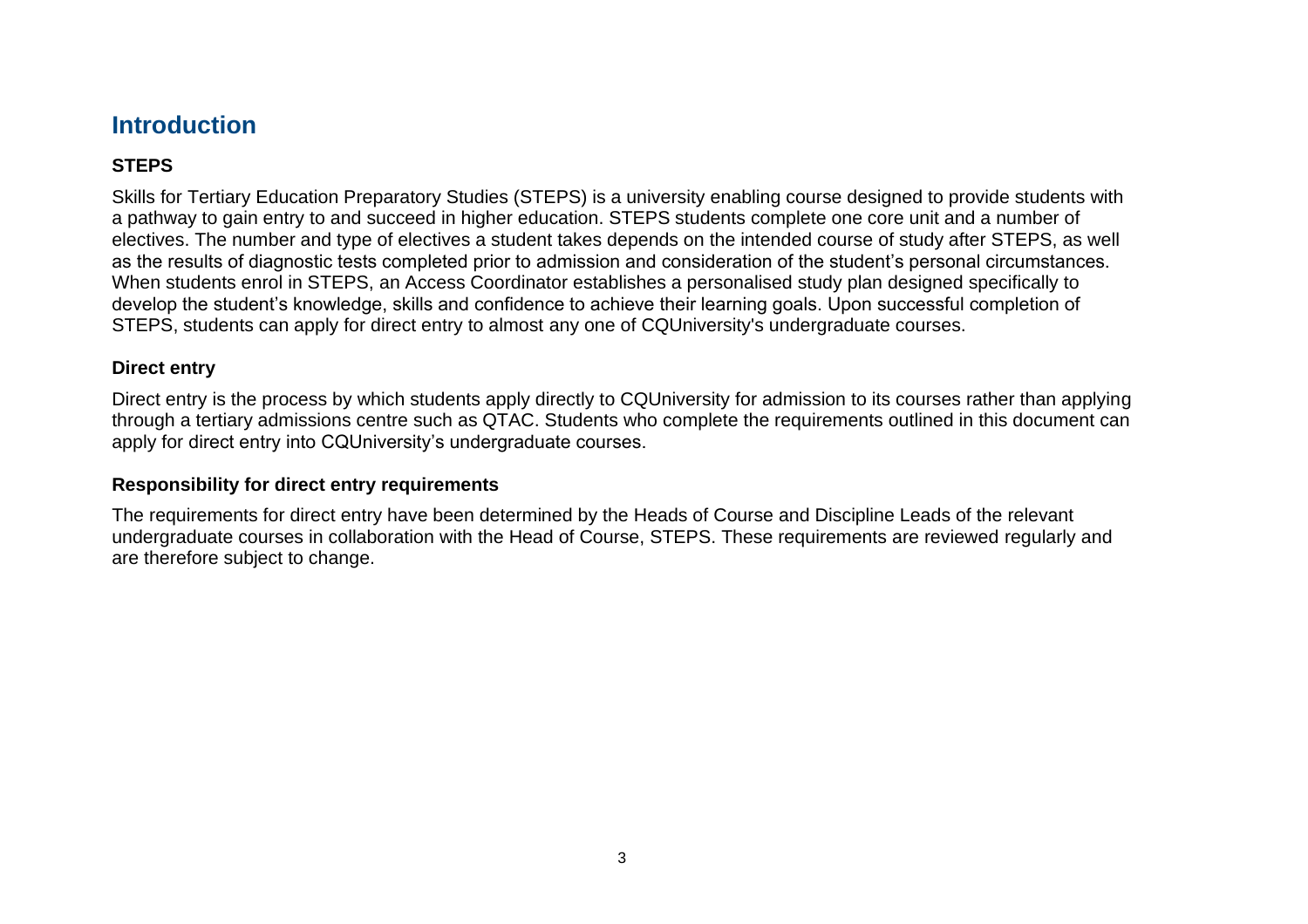## Introduction

### STEPS

Skills for Tertiary Education Preparatory Studies (STEPS) is a university enabling course designed to provide students with a pathway to gain entry to and succeed in higher education. STEPS students complete one core unit and a number of electives. The number and type of electives a student takes depends on the intended course of study after STEPS, as well as the results of diagnostic tests completed prior to admission and consideration of the student's personal circumstances. When students enrol in STEPS, an Access Coordinator establishes a personalised study plan designed specifically to develop the student's knowledge, skills and confidence to achieve their learning goals. Upon successful completion of STEPS, students can apply for direct entry to almost any one of CQUniversity's undergraduate courses.

### Direct entry

Direct entry is the process by which students apply directly to CQUniversity for admission to its courses rather than applying through a tertiary admissions centre such as QTAC. Students who complete the requirements outlined in this document can apply for direct entry into CQUniversity's undergraduate courses.

### Responsibility for direct entry requirements

The requirements for direct entry have been determined by the Heads of Course and Discipline Leads of the relevant undergraduate courses in collaboration with the Head of Course, STEPS. These requirements are reviewed regularly and are therefore subject to change.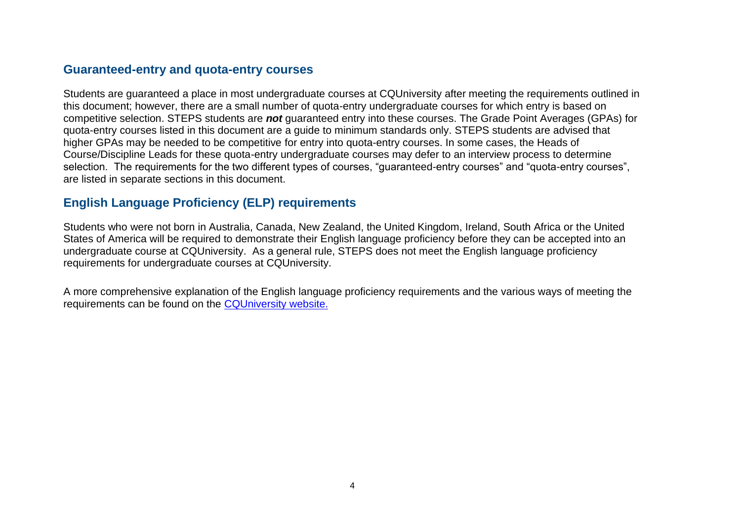## Guaranteed-entry and quota-entry courses

Students are guaranteed a place in most undergraduate courses at CQUniversity after meeting the requirements outlined in this document; however, there are a small number of quota-entry undergraduate courses for which entry is based on competitive selection. STEPS students are ***not*** guaranteed entry into these courses. The Grade Point Averages (GPAs) for quota-entry courses listed in this document are a guide to minimum standards only. STEPS students are advised that higher GPAs may be needed to be competitive for entry into quota-entry courses. In some cases, the Heads of Course/Discipline Leads for these quota-entry undergraduate courses may defer to an interview process to determine selection. The requirements for the two different types of courses, "guaranteed-entry courses" and "quota-entry courses", are listed in separate sections in this document.

## English Language Proficiency (ELP) requirements

Students who were not born in Australia, Canada, New Zealand, the United Kingdom, Ireland, South Africa or the United States of America will be required to demonstrate their English language proficiency before they can be accepted into an undergraduate course at CQUniversity. As a general rule, STEPS does not meet the English language proficiency requirements for undergraduate courses at CQUniversity.

A more comprehensive explanation of the English language proficiency requirements and the various ways of meeting the requirements can be found on the CQUniversity website.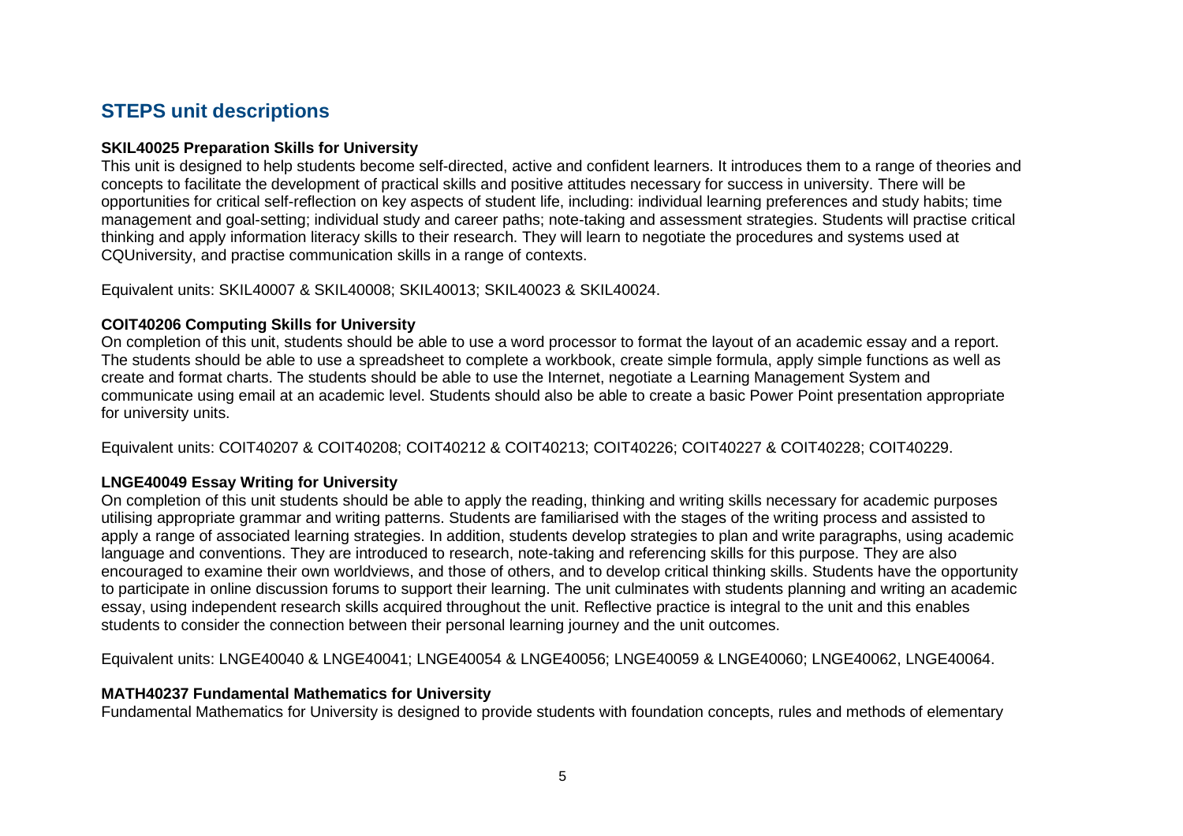## STEPS unit descriptions

**SKIL40025 Preparation Skills for University**

This unit is designed to help students become self-directed, active and confident learners. It introduces them to a range of theories and concepts to facilitate the development of practical skills and positive attitudes necessary for success in university. There will be opportunities for critical self-reflection on key aspects of student life, including: individual learning preferences and study habits; time management and goal-setting; individual study and career paths; note-taking and assessment strategies. Students will practise critical thinking and apply information literacy skills to their research. They will learn to negotiate the procedures and systems used at CQUniversity, and practise communication skills in a range of contexts.

Equivalent units: SKIL40007 & SKIL40008; SKIL40013; SKIL40023 & SKIL40024.

**COIT40206 Computing Skills for University**

On completion of this unit, students should be able to use a word processor to format the layout of an academic essay and a report. The students should be able to use a spreadsheet to complete a workbook, create simple formula, apply simple functions as well as create and format charts. The students should be able to use the Internet, negotiate a Learning Management System and communicate using email at an academic level. Students should also be able to create a basic Power Point presentation appropriate for university units.

Equivalent units: COIT40207 & COIT40208; COIT40212 & COIT40213; COIT40226; COIT40227 & COIT40228; COIT40229.

**LNGE40049 Essay Writing for University**

On completion of this unit students should be able to apply the reading, thinking and writing skills necessary for academic purposes utilising appropriate grammar and writing patterns. Students are familiarised with the stages of the writing process and assisted to apply a range of associated learning strategies. In addition, students develop strategies to plan and write paragraphs, using academic language and conventions. They are introduced to research, note-taking and referencing skills for this purpose. They are also encouraged to examine their own worldviews, and those of others, and to develop critical thinking skills. Students have the opportunity to participate in online discussion forums to support their learning. The unit culminates with students planning and writing an academic essay, using independent research skills acquired throughout the unit. Reflective practice is integral to the unit and this enables students to consider the connection between their personal learning journey and the unit outcomes.

Equivalent units: LNGE40040 & LNGE40041; LNGE40054 & LNGE40056; LNGE40059 & LNGE40060; LNGE40062, LNGE40064.

**MATH40237 Fundamental Mathematics for University**

Fundamental Mathematics for University is designed to provide students with foundation concepts, rules and methods of elementary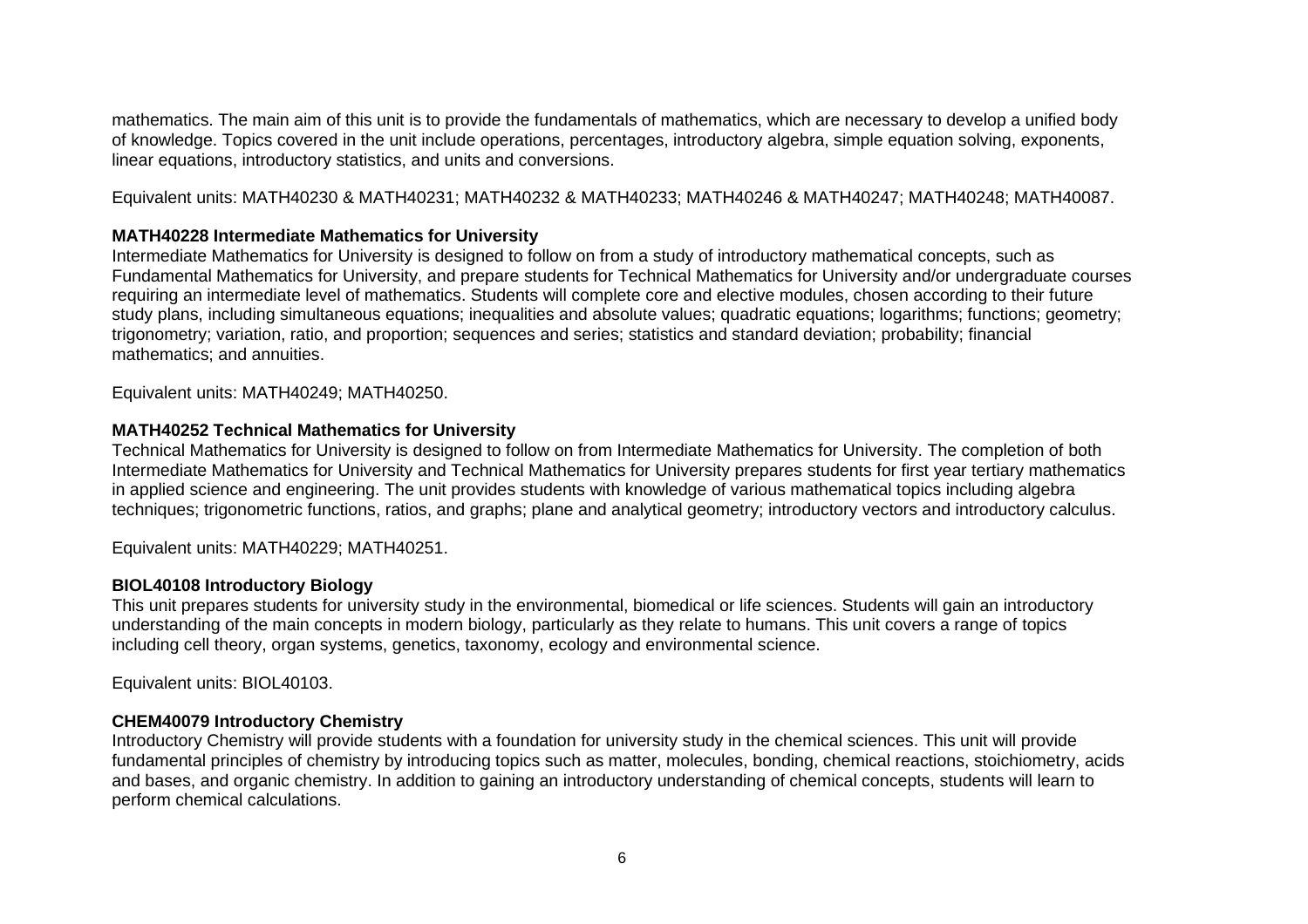mathematics. The main aim of this unit is to provide the fundamentals of mathematics, which are necessary to develop a unified body of knowledge. Topics covered in the unit include operations, percentages, introductory algebra, simple equation solving, exponents, linear equations, introductory statistics, and units and conversions.

Equivalent units: MATH40230 & MATH40231; MATH40232 & MATH40233; MATH40246 & MATH40247; MATH40248; MATH40087.

**MATH40228 Intermediate Mathematics for University**

Intermediate Mathematics for University is designed to follow on from a study of introductory mathematical concepts, such as Fundamental Mathematics for University, and prepare students for Technical Mathematics for University and/or undergraduate courses requiring an intermediate level of mathematics. Students will complete core and elective modules, chosen according to their future study plans, including simultaneous equations; inequalities and absolute values; quadratic equations; logarithms; functions; geometry; trigonometry; variation, ratio, and proportion; sequences and series; statistics and standard deviation; probability; financial mathematics; and annuities.

Equivalent units: MATH40249; MATH40250.

**MATH40252 Technical Mathematics for University**

Technical Mathematics for University is designed to follow on from Intermediate Mathematics for University. The completion of both Intermediate Mathematics for University and Technical Mathematics for University prepares students for first year tertiary mathematics in applied science and engineering. The unit provides students with knowledge of various mathematical topics including algebra techniques; trigonometric functions, ratios, and graphs; plane and analytical geometry; introductory vectors and introductory calculus.

Equivalent units: MATH40229; MATH40251.

**BIOL40108 Introductory Biology**

This unit prepares students for university study in the environmental, biomedical or life sciences. Students will gain an introductory understanding of the main concepts in modern biology, particularly as they relate to humans. This unit covers a range of topics including cell theory, organ systems, genetics, taxonomy, ecology and environmental science.

Equivalent units: BIOL40103.

**CHEM40079 Introductory Chemistry**

Introductory Chemistry will provide students with a foundation for university study in the chemical sciences. This unit will provide fundamental principles of chemistry by introducing topics such as matter, molecules, bonding, chemical reactions, stoichiometry, acids and bases, and organic chemistry. In addition to gaining an introductory understanding of chemical concepts, students will learn to perform chemical calculations.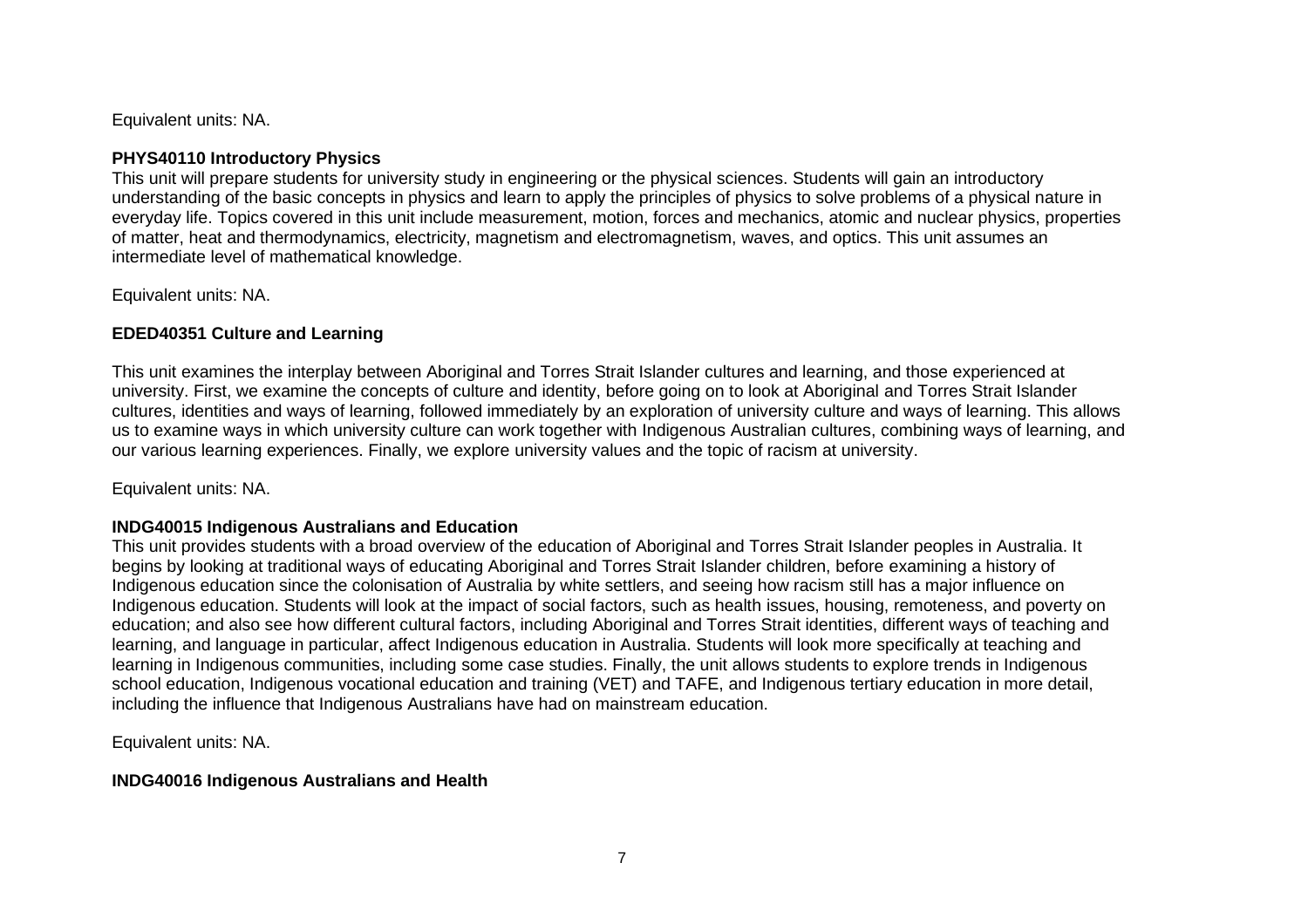Equivalent units: NA.

**PHYS40110 Introductory Physics**

This unit will prepare students for university study in engineering or the physical sciences. Students will gain an introductory understanding of the basic concepts in physics and learn to apply the principles of physics to solve problems of a physical nature in everyday life. Topics covered in this unit include measurement, motion, forces and mechanics, atomic and nuclear physics, properties of matter, heat and thermodynamics, electricity, magnetism and electromagnetism, waves, and optics. This unit assumes an intermediate level of mathematical knowledge.

Equivalent units: NA.

**EDED40351 Culture and Learning**

This unit examines the interplay between Aboriginal and Torres Strait Islander cultures and learning, and those experienced at university. First, we examine the concepts of culture and identity, before going on to look at Aboriginal and Torres Strait Islander cultures, identities and ways of learning, followed immediately by an exploration of university culture and ways of learning. This allows us to examine ways in which university culture can work together with Indigenous Australian cultures, combining ways of learning, and our various learning experiences. Finally, we explore university values and the topic of racism at university.

Equivalent units: NA.

**INDG40015 Indigenous Australians and Education**

This unit provides students with a broad overview of the education of Aboriginal and Torres Strait Islander peoples in Australia. It begins by looking at traditional ways of educating Aboriginal and Torres Strait Islander children, before examining a history of Indigenous education since the colonisation of Australia by white settlers, and seeing how racism still has a major influence on Indigenous education. Students will look at the impact of social factors, such as health issues, housing, remoteness, and poverty on education; and also see how different cultural factors, including Aboriginal and Torres Strait identities, different ways of teaching and learning, and language in particular, affect Indigenous education in Australia. Students will look more specifically at teaching and learning in Indigenous communities, including some case studies. Finally, the unit allows students to explore trends in Indigenous school education, Indigenous vocational education and training (VET) and TAFE, and Indigenous tertiary education in more detail, including the influence that Indigenous Australians have had on mainstream education.

Equivalent units: NA.

**INDG40016 Indigenous Australians and Health**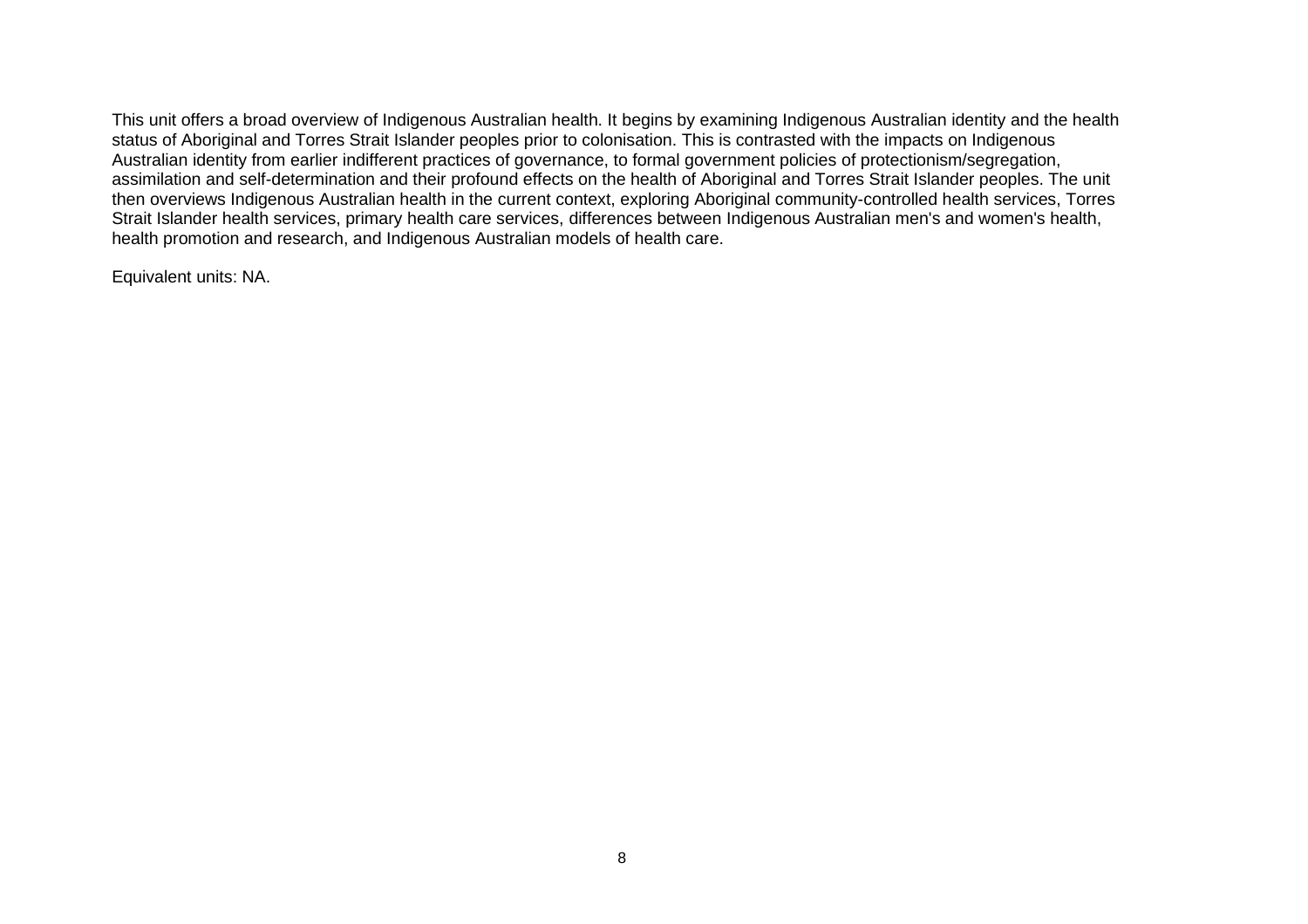This unit offers a broad overview of Indigenous Australian health. It begins by examining Indigenous Australian identity and the health status of Aboriginal and Torres Strait Islander peoples prior to colonisation. This is contrasted with the impacts on Indigenous Australian identity from earlier indifferent practices of governance, to formal government policies of protectionism/segregation, assimilation and self-determination and their profound effects on the health of Aboriginal and Torres Strait Islander peoples. The unit then overviews Indigenous Australian health in the current context, exploring Aboriginal community-controlled health services, Torres Strait Islander health services, primary health care services, differences between Indigenous Australian men's and women's health, health promotion and research, and Indigenous Australian models of health care.

Equivalent units: NA.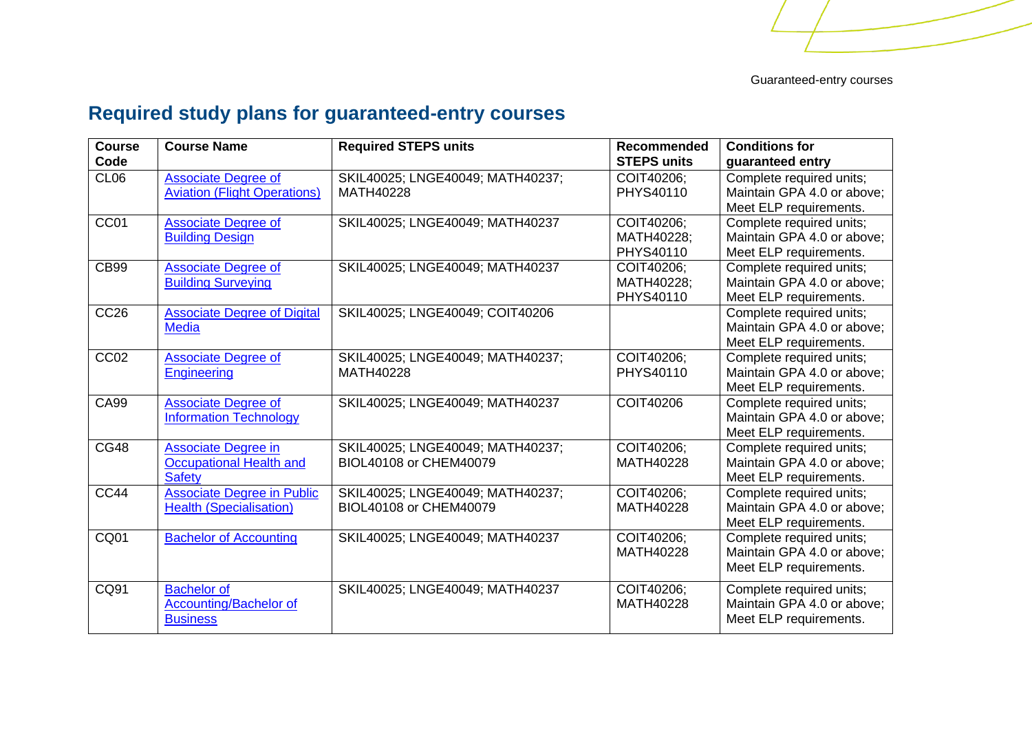## Required study plans for guaranteed-entry courses

| Course Code | Course Name | Required STEPS units | Recommended STEPS units | Conditions for guaranteed entry |
|---|---|---|---|---|
| CL06 | Associate Degree of Aviation (Flight Operations) | SKIL40025; LNGE40049; MATH40237; MATH40228 | COIT40206; PHYS40110 | Complete required units; Maintain GPA 4.0 or above; Meet ELP requirements. |
| CC01 | Associate Degree of Building Design | SKIL40025; LNGE40049; MATH40237 | COIT40206; MATH40228; PHYS40110 | Complete required units; Maintain GPA 4.0 or above; Meet ELP requirements. |
| CB99 | Associate Degree of Building Surveying | SKIL40025; LNGE40049; MATH40237 | COIT40206; MATH40228; PHYS40110 | Complete required units; Maintain GPA 4.0 or above; Meet ELP requirements. |
| CC26 | Associate Degree of Digital Media | SKIL40025; LNGE40049; COIT40206 | | Complete required units; Maintain GPA 4.0 or above; Meet ELP requirements. |
| CC02 | Associate Degree of Engineering | SKIL40025; LNGE40049; MATH40237; MATH40228 | COIT40206; PHYS40110 | Complete required units; Maintain GPA 4.0 or above; Meet ELP requirements. |
| CA99 | Associate Degree of Information Technology | SKIL40025; LNGE40049; MATH40237 | COIT40206 | Complete required units; Maintain GPA 4.0 or above; Meet ELP requirements. |
| CG48 | Associate Degree in Occupational Health and Safety | SKIL40025; LNGE40049; MATH40237; BIOL40108 or CHEM40079 | COIT40206; MATH40228 | Complete required units; Maintain GPA 4.0 or above; Meet ELP requirements. |
| CC44 | Associate Degree in Public Health (Specialisation) | SKIL40025; LNGE40049; MATH40237; BIOL40108 or CHEM40079 | COIT40206; MATH40228 | Complete required units; Maintain GPA 4.0 or above; Meet ELP requirements. |
| CQ01 | Bachelor of Accounting | SKIL40025; LNGE40049; MATH40237 | COIT40206; MATH40228 | Complete required units; Maintain GPA 4.0 or above; Meet ELP requirements. |
| CQ91 | Bachelor of Accounting/Bachelor of Business | SKIL40025; LNGE40049; MATH40237 | COIT40206; MATH40228 | Complete required units; Maintain GPA 4.0 or above; Meet ELP requirements. |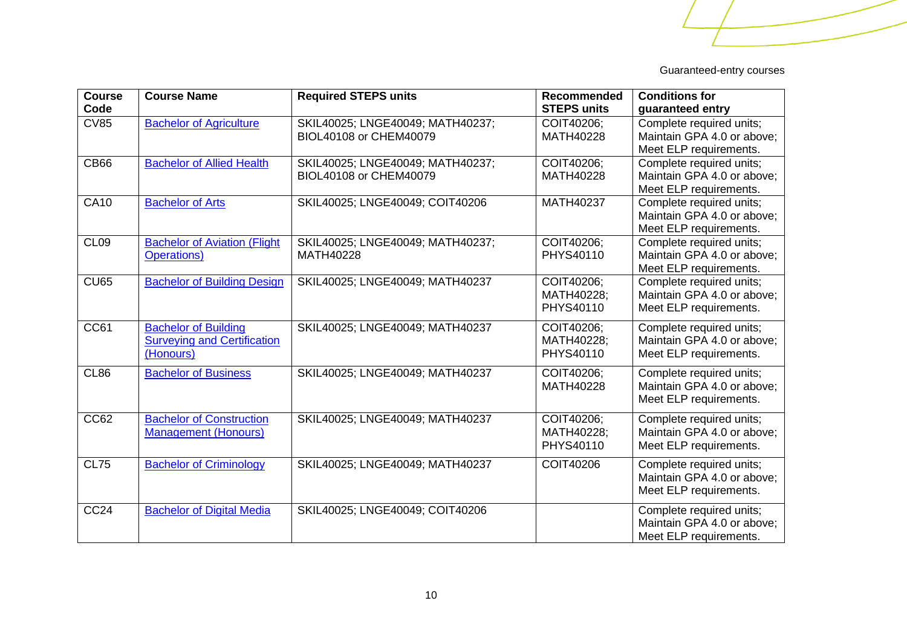| Course Code | Course Name | Required STEPS units | Recommended STEPS units | Conditions for guaranteed entry |
|---|---|---|---|---|
| CV85 | Bachelor of Agriculture | SKIL40025; LNGE40049; MATH40237; BIOL40108 or CHEM40079 | COIT40206; MATH40228 | Complete required units; Maintain GPA 4.0 or above; Meet ELP requirements. |
| CB66 | Bachelor of Allied Health | SKIL40025; LNGE40049; MATH40237; BIOL40108 or CHEM40079 | COIT40206; MATH40228 | Complete required units; Maintain GPA 4.0 or above; Meet ELP requirements. |
| CA10 | Bachelor of Arts | SKIL40025; LNGE40049; COIT40206 | MATH40237 | Complete required units; Maintain GPA 4.0 or above; Meet ELP requirements. |
| CL09 | Bachelor of Aviation (Flight Operations) | SKIL40025; LNGE40049; MATH40237; MATH40228 | COIT40206; PHYS40110 | Complete required units; Maintain GPA 4.0 or above; Meet ELP requirements. |
| CU65 | Bachelor of Building Design | SKIL40025; LNGE40049; MATH40237 | COIT40206; MATH40228; PHYS40110 | Complete required units; Maintain GPA 4.0 or above; Meet ELP requirements. |
| CC61 | Bachelor of Building Surveying and Certification (Honours) | SKIL40025; LNGE40049; MATH40237 | COIT40206; MATH40228; PHYS40110 | Complete required units; Maintain GPA 4.0 or above; Meet ELP requirements. |
| CL86 | Bachelor of Business | SKIL40025; LNGE40049; MATH40237 | COIT40206; MATH40228 | Complete required units; Maintain GPA 4.0 or above; Meet ELP requirements. |
| CC62 | Bachelor of Construction Management (Honours) | SKIL40025; LNGE40049; MATH40237 | COIT40206; MATH40228; PHYS40110 | Complete required units; Maintain GPA 4.0 or above; Meet ELP requirements. |
| CL75 | Bachelor of Criminology | SKIL40025; LNGE40049; MATH40237 | COIT40206 | Complete required units; Maintain GPA 4.0 or above; Meet ELP requirements. |
| CC24 | Bachelor of Digital Media | SKIL40025; LNGE40049; COIT40206 | | Complete required units; Maintain GPA 4.0 or above; Meet ELP requirements. |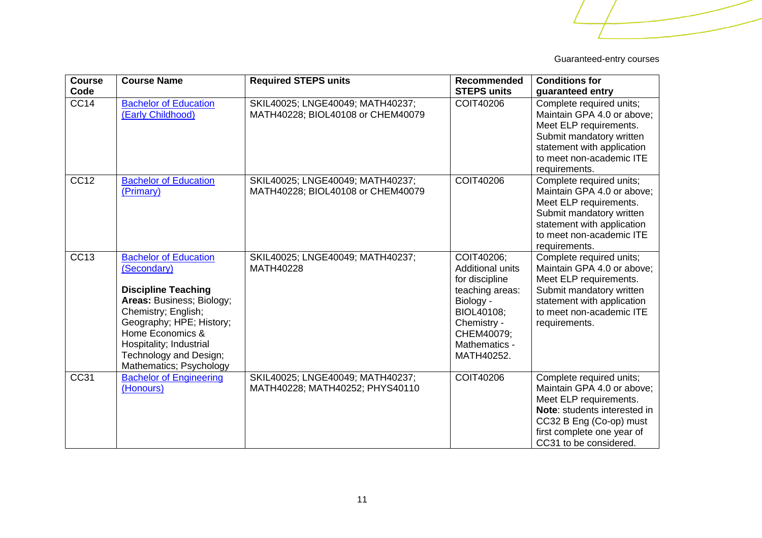| Course Code | Course Name | Required STEPS units | Recommended STEPS units | Conditions for guaranteed entry |
|---|---|---|---|---|
| CC14 | [Bachelor of Education (Early Childhood)]() | SKIL40025; LNGE40049; MATH40237; MATH40228; BIOL40108 or CHEM40079 | COIT40206 | Complete required units; Maintain GPA 4.0 or above; Meet ELP requirements. Submit mandatory written statement with application to meet non-academic ITE requirements. |
| CC12 | [Bachelor of Education (Primary)]() | SKIL40025; LNGE40049; MATH40237; MATH40228; BIOL40108 or CHEM40079 | COIT40206 | Complete required units; Maintain GPA 4.0 or above; Meet ELP requirements. Submit mandatory written statement with application to meet non-academic ITE requirements. |
| CC13 | [Bachelor of Education (Secondary)]()<br><br>**Discipline Teaching Areas:** Business; Biology; Chemistry; English; Geography; HPE; History; Home Economics & Hospitality; Industrial Technology and Design; Mathematics; Psychology | SKIL40025; LNGE40049; MATH40237; MATH40228 | COIT40206; Additional units for discipline teaching areas: Biology - BIOL40108; Chemistry - CHEM40079; Mathematics - MATH40252. | Complete required units; Maintain GPA 4.0 or above; Meet ELP requirements. Submit mandatory written statement with application to meet non-academic ITE requirements. |
| CC31 | [Bachelor of Engineering (Honours)]() | SKIL40025; LNGE40049; MATH40237; MATH40228; MATH40252; PHYS40110 | COIT40206 | Complete required units; Maintain GPA 4.0 or above; Meet ELP requirements. **Note**: students interested in CC32 B Eng (Co-op) must first complete one year of CC31 to be considered. |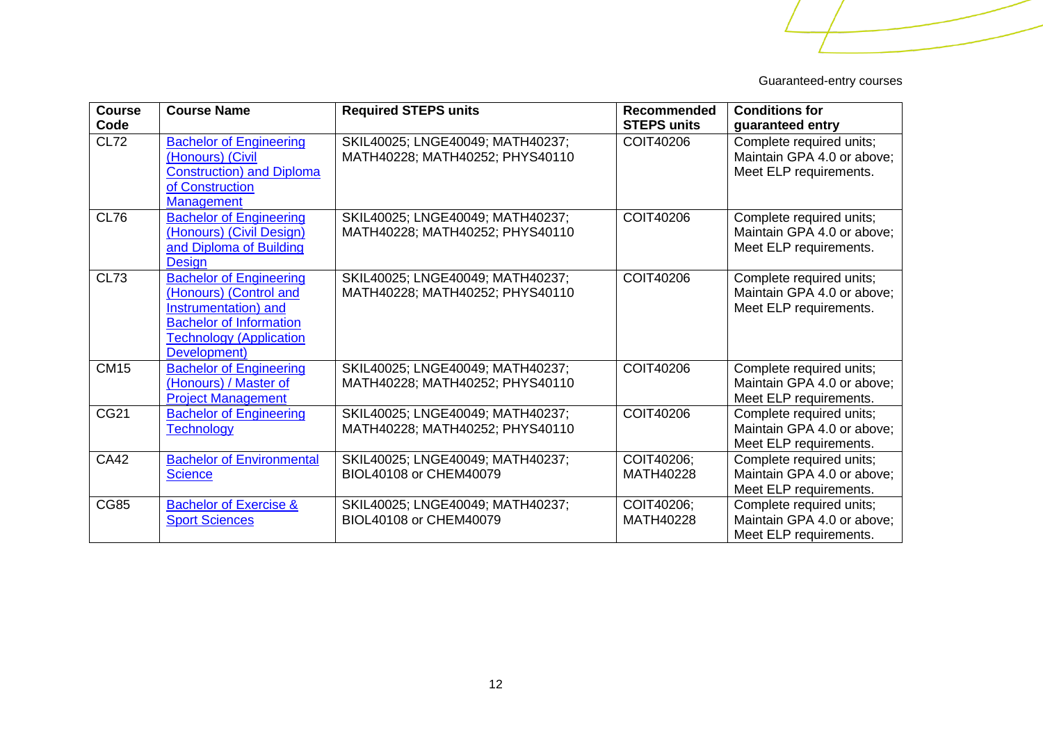Guaranteed-entry courses

| Course Code | Course Name | Required STEPS units | Recommended STEPS units | Conditions for guaranteed entry |
|---|---|---|---|---|
| CL72 | Bachelor of Engineering (Honours) (Civil Construction) and Diploma of Construction Management | SKIL40025; LNGE40049; MATH40237; MATH40228; MATH40252; PHYS40110 | COIT40206 | Complete required units; Maintain GPA 4.0 or above; Meet ELP requirements. |
| CL76 | Bachelor of Engineering (Honours) (Civil Design) and Diploma of Building Design | SKIL40025; LNGE40049; MATH40237; MATH40228; MATH40252; PHYS40110 | COIT40206 | Complete required units; Maintain GPA 4.0 or above; Meet ELP requirements. |
| CL73 | Bachelor of Engineering (Honours) (Control and Instrumentation) and Bachelor of Information Technology (Application Development) | SKIL40025; LNGE40049; MATH40237; MATH40228; MATH40252; PHYS40110 | COIT40206 | Complete required units; Maintain GPA 4.0 or above; Meet ELP requirements. |
| CM15 | Bachelor of Engineering (Honours) / Master of Project Management | SKIL40025; LNGE40049; MATH40237; MATH40228; MATH40252; PHYS40110 | COIT40206 | Complete required units; Maintain GPA 4.0 or above; Meet ELP requirements. |
| CG21 | Bachelor of Engineering Technology | SKIL40025; LNGE40049; MATH40237; MATH40228; MATH40252; PHYS40110 | COIT40206 | Complete required units; Maintain GPA 4.0 or above; Meet ELP requirements. |
| CA42 | Bachelor of Environmental Science | SKIL40025; LNGE40049; MATH40237; BIOL40108 or CHEM40079 | COIT40206; MATH40228 | Complete required units; Maintain GPA 4.0 or above; Meet ELP requirements. |
| CG85 | Bachelor of Exercise & Sport Sciences | SKIL40025; LNGE40049; MATH40237; BIOL40108 or CHEM40079 | COIT40206; MATH40228 | Complete required units; Maintain GPA 4.0 or above; Meet ELP requirements. |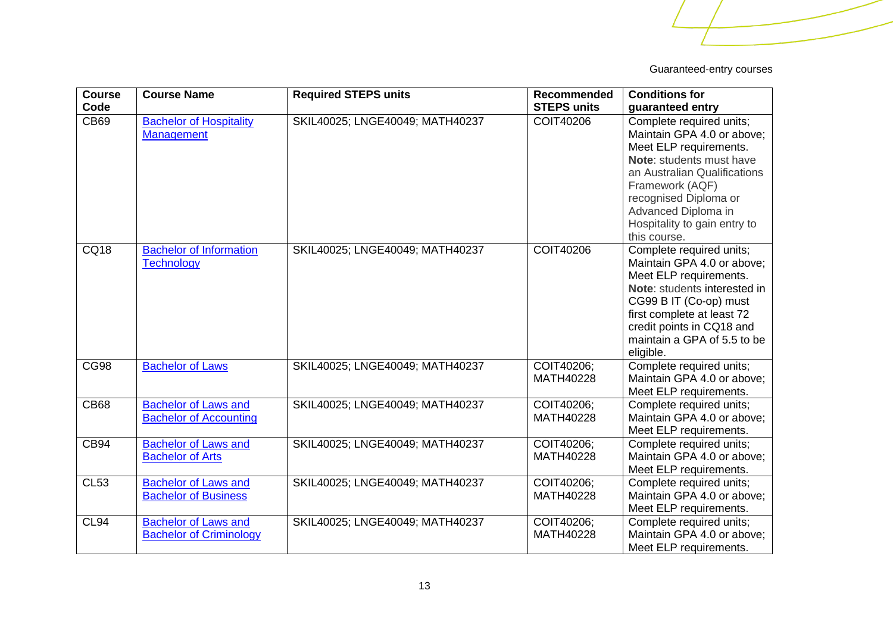| Course Code | Course Name | Required STEPS units | Recommended STEPS units | Conditions for guaranteed entry |
|---|---|---|---|---|
| CB69 | [Bachelor of Hospitality Management]() | SKIL40025; LNGE40049; MATH40237 | COIT40206 | Complete required units; Maintain GPA 4.0 or above; Meet ELP requirements. **Note**: students must have an Australian Qualifications Framework (AQF) recognised Diploma or Advanced Diploma in Hospitality to gain entry to this course. |
| CQ18 | [Bachelor of Information Technology]() | SKIL40025; LNGE40049; MATH40237 | COIT40206 | Complete required units; Maintain GPA 4.0 or above; Meet ELP requirements. **Note**: students interested in CG99 B IT (Co-op) must first complete at least 72 credit points in CQ18 and maintain a GPA of 5.5 to be eligible. |
| CG98 | [Bachelor of Laws]() | SKIL40025; LNGE40049; MATH40237 | COIT40206; MATH40228 | Complete required units; Maintain GPA 4.0 or above; Meet ELP requirements. |
| CB68 | [Bachelor of Laws and Bachelor of Accounting]() | SKIL40025; LNGE40049; MATH40237 | COIT40206; MATH40228 | Complete required units; Maintain GPA 4.0 or above; Meet ELP requirements. |
| CB94 | [Bachelor of Laws and Bachelor of Arts]() | SKIL40025; LNGE40049; MATH40237 | COIT40206; MATH40228 | Complete required units; Maintain GPA 4.0 or above; Meet ELP requirements. |
| CL53 | [Bachelor of Laws and Bachelor of Business]() | SKIL40025; LNGE40049; MATH40237 | COIT40206; MATH40228 | Complete required units; Maintain GPA 4.0 or above; Meet ELP requirements. |
| CL94 | [Bachelor of Laws and Bachelor of Criminology]() | SKIL40025; LNGE40049; MATH40237 | COIT40206; MATH40228 | Complete required units; Maintain GPA 4.0 or above; Meet ELP requirements. |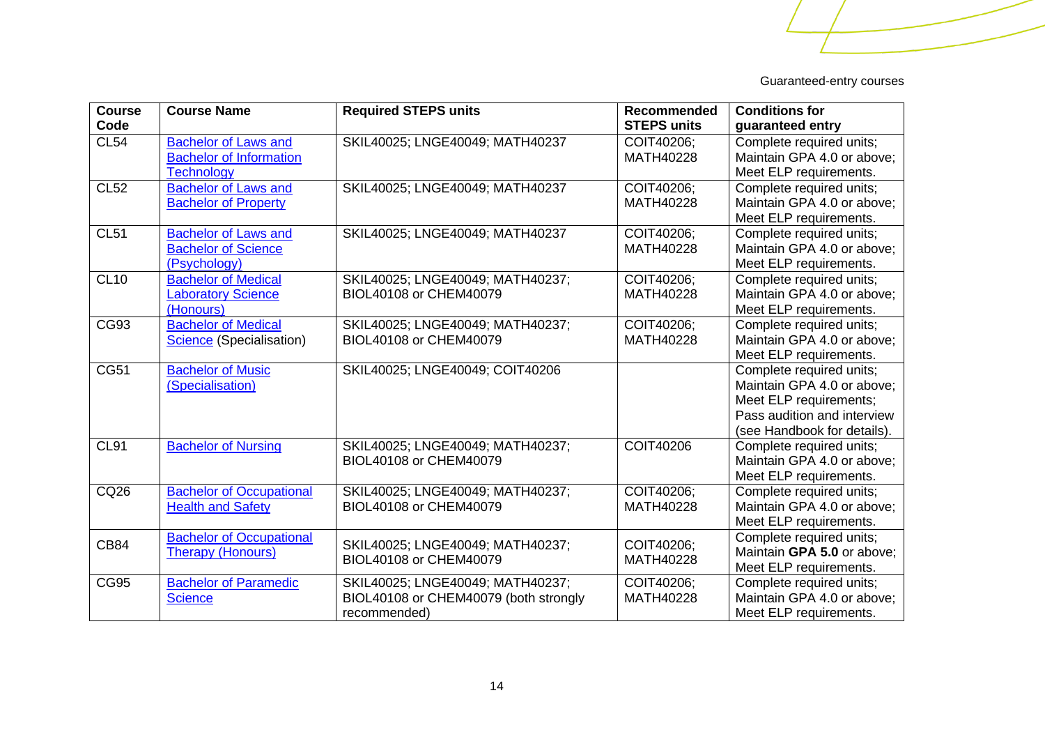| Course Code | Course Name | Required STEPS units | Recommended STEPS units | Conditions for guaranteed entry |
|---|---|---|---|---|
| CL54 | Bachelor of Laws and Bachelor of Information Technology | SKIL40025; LNGE40049; MATH40237 | COIT40206; MATH40228 | Complete required units; Maintain GPA 4.0 or above; Meet ELP requirements. |
| CL52 | Bachelor of Laws and Bachelor of Property | SKIL40025; LNGE40049; MATH40237 | COIT40206; MATH40228 | Complete required units; Maintain GPA 4.0 or above; Meet ELP requirements. |
| CL51 | Bachelor of Laws and Bachelor of Science (Psychology) | SKIL40025; LNGE40049; MATH40237 | COIT40206; MATH40228 | Complete required units; Maintain GPA 4.0 or above; Meet ELP requirements. |
| CL10 | Bachelor of Medical Laboratory Science (Honours) | SKIL40025; LNGE40049; MATH40237; BIOL40108 or CHEM40079 | COIT40206; MATH40228 | Complete required units; Maintain GPA 4.0 or above; Meet ELP requirements. |
| CG93 | Bachelor of Medical Science (Specialisation) | SKIL40025; LNGE40049; MATH40237; BIOL40108 or CHEM40079 | COIT40206; MATH40228 | Complete required units; Maintain GPA 4.0 or above; Meet ELP requirements. |
| CG51 | Bachelor of Music (Specialisation) | SKIL40025; LNGE40049; COIT40206 | | Complete required units; Maintain GPA 4.0 or above; Meet ELP requirements; Pass audition and interview (see Handbook for details). |
| CL91 | Bachelor of Nursing | SKIL40025; LNGE40049; MATH40237; BIOL40108 or CHEM40079 | COIT40206 | Complete required units; Maintain GPA 4.0 or above; Meet ELP requirements. |
| CQ26 | Bachelor of Occupational Health and Safety | SKIL40025; LNGE40049; MATH40237; BIOL40108 or CHEM40079 | COIT40206; MATH40228 | Complete required units; Maintain GPA 4.0 or above; Meet ELP requirements. |
| CB84 | Bachelor of Occupational Therapy (Honours) | SKIL40025; LNGE40049; MATH40237; BIOL40108 or CHEM40079 | COIT40206; MATH40228 | Complete required units; Maintain **GPA 5.0** or above; Meet ELP requirements. |
| CG95 | Bachelor of Paramedic Science | SKIL40025; LNGE40049; MATH40237; BIOL40108 or CHEM40079 (both strongly recommended) | COIT40206; MATH40228 | Complete required units; Maintain GPA 4.0 or above; Meet ELP requirements. |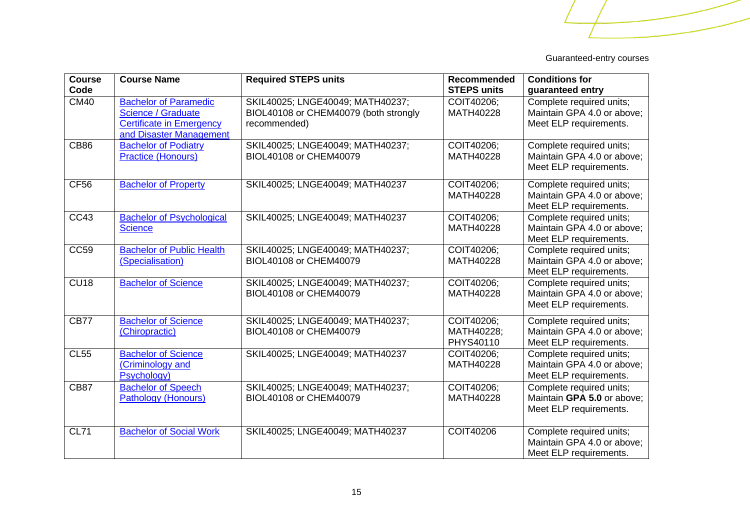| Course Code | Course Name | Required STEPS units | Recommended STEPS units | Conditions for guaranteed entry |
|---|---|---|---|---|
| CM40 | Bachelor of Paramedic Science / Graduate Certificate in Emergency and Disaster Management | SKIL40025; LNGE40049; MATH40237; BIOL40108 or CHEM40079 (both strongly recommended) | COIT40206; MATH40228 | Complete required units; Maintain GPA 4.0 or above; Meet ELP requirements. |
| CB86 | Bachelor of Podiatry Practice (Honours) | SKIL40025; LNGE40049; MATH40237; BIOL40108 or CHEM40079 | COIT40206; MATH40228 | Complete required units; Maintain GPA 4.0 or above; Meet ELP requirements. |
| CF56 | Bachelor of Property | SKIL40025; LNGE40049; MATH40237 | COIT40206; MATH40228 | Complete required units; Maintain GPA 4.0 or above; Meet ELP requirements. |
| CC43 | Bachelor of Psychological Science | SKIL40025; LNGE40049; MATH40237 | COIT40206; MATH40228 | Complete required units; Maintain GPA 4.0 or above; Meet ELP requirements. |
| CC59 | Bachelor of Public Health (Specialisation) | SKIL40025; LNGE40049; MATH40237; BIOL40108 or CHEM40079 | COIT40206; MATH40228 | Complete required units; Maintain GPA 4.0 or above; Meet ELP requirements. |
| CU18 | Bachelor of Science | SKIL40025; LNGE40049; MATH40237; BIOL40108 or CHEM40079 | COIT40206; MATH40228 | Complete required units; Maintain GPA 4.0 or above; Meet ELP requirements. |
| CB77 | Bachelor of Science (Chiropractic) | SKIL40025; LNGE40049; MATH40237; BIOL40108 or CHEM40079 | COIT40206; MATH40228; PHYS40110 | Complete required units; Maintain GPA 4.0 or above; Meet ELP requirements. |
| CL55 | Bachelor of Science (Criminology and Psychology) | SKIL40025; LNGE40049; MATH40237 | COIT40206; MATH40228 | Complete required units; Maintain GPA 4.0 or above; Meet ELP requirements. |
| CB87 | Bachelor of Speech Pathology (Honours) | SKIL40025; LNGE40049; MATH40237; BIOL40108 or CHEM40079 | COIT40206; MATH40228 | Complete required units; Maintain **GPA 5.0** or above; Meet ELP requirements. |
| CL71 | Bachelor of Social Work | SKIL40025; LNGE40049; MATH40237 | COIT40206 | Complete required units; Maintain GPA 4.0 or above; Meet ELP requirements. |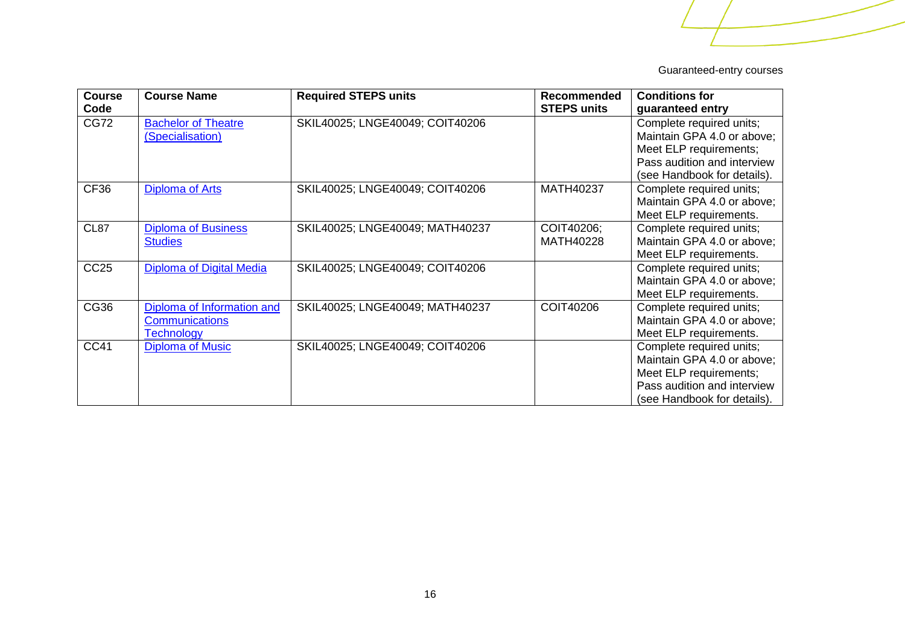| Course Code | Course Name | Required STEPS units | Recommended STEPS units | Conditions for guaranteed entry |
|---|---|---|---|---|
| CG72 | Bachelor of Theatre (Specialisation) | SKIL40025; LNGE40049; COIT40206 | | Complete required units; Maintain GPA 4.0 or above; Meet ELP requirements; Pass audition and interview (see Handbook for details). |
| CF36 | Diploma of Arts | SKIL40025; LNGE40049; COIT40206 | MATH40237 | Complete required units; Maintain GPA 4.0 or above; Meet ELP requirements. |
| CL87 | Diploma of Business Studies | SKIL40025; LNGE40049; MATH40237 | COIT40206; MATH40228 | Complete required units; Maintain GPA 4.0 or above; Meet ELP requirements. |
| CC25 | Diploma of Digital Media | SKIL40025; LNGE40049; COIT40206 | | Complete required units; Maintain GPA 4.0 or above; Meet ELP requirements. |
| CG36 | Diploma of Information and Communications Technology | SKIL40025; LNGE40049; MATH40237 | COIT40206 | Complete required units; Maintain GPA 4.0 or above; Meet ELP requirements. |
| CC41 | Diploma of Music | SKIL40025; LNGE40049; COIT40206 | | Complete required units; Maintain GPA 4.0 or above; Meet ELP requirements; Pass audition and interview (see Handbook for details). |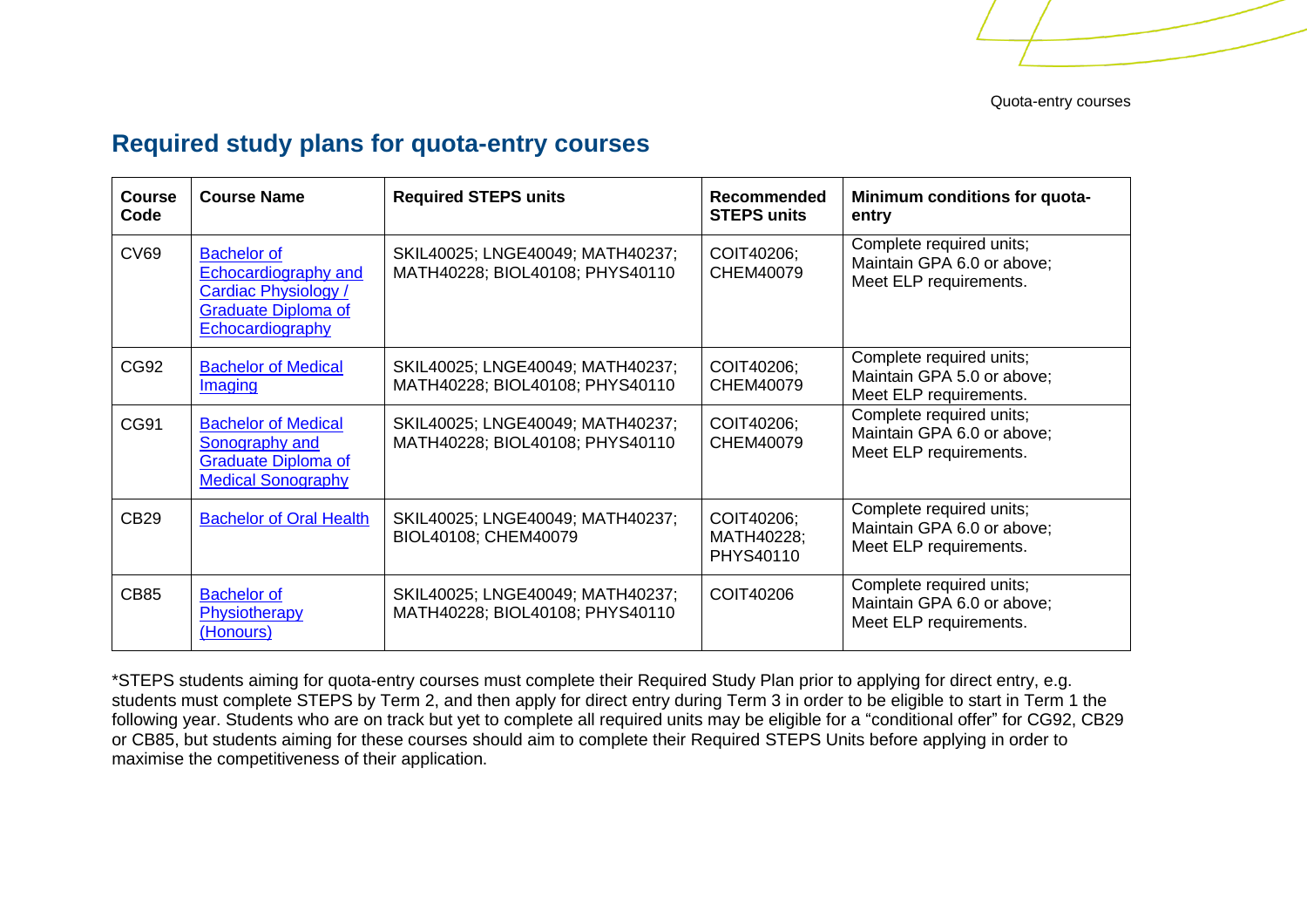## Required study plans for quota-entry courses

| Course Code | Course Name | Required STEPS units | Recommended STEPS units | Minimum conditions for quota-entry |
|---|---|---|---|---|
| CV69 | Bachelor of Echocardiography and Cardiac Physiology / Graduate Diploma of Echocardiography | SKIL40025; LNGE40049; MATH40237; MATH40228; BIOL40108; PHYS40110 | COIT40206; CHEM40079 | Complete required units; Maintain GPA 6.0 or above; Meet ELP requirements. |
| CG92 | Bachelor of Medical Imaging | SKIL40025; LNGE40049; MATH40237; MATH40228; BIOL40108; PHYS40110 | COIT40206; CHEM40079 | Complete required units; Maintain GPA 5.0 or above; Meet ELP requirements. |
| CG91 | Bachelor of Medical Sonography and Graduate Diploma of Medical Sonography | SKIL40025; LNGE40049; MATH40237; MATH40228; BIOL40108; PHYS40110 | COIT40206; CHEM40079 | Complete required units; Maintain GPA 6.0 or above; Meet ELP requirements. |
| CB29 | Bachelor of Oral Health | SKIL40025; LNGE40049; MATH40237; BIOL40108; CHEM40079 | COIT40206; MATH40228; PHYS40110 | Complete required units; Maintain GPA 6.0 or above; Meet ELP requirements. |
| CB85 | Bachelor of Physiotherapy (Honours) | SKIL40025; LNGE40049; MATH40237; MATH40228; BIOL40108; PHYS40110 | COIT40206 | Complete required units; Maintain GPA 6.0 or above; Meet ELP requirements. |

*STEPS students aiming for quota-entry courses must complete their Required Study Plan prior to applying for direct entry, e.g. students must complete STEPS by Term 2, and then apply for direct entry during Term 3 in order to be eligible to start in Term 1 the following year. Students who are on track but yet to complete all required units may be eligible for a "conditional offer" for CG92, CB29 or CB85, but students aiming for these courses should aim to complete their Required STEPS Units before applying in order to maximise the competitiveness of their application.